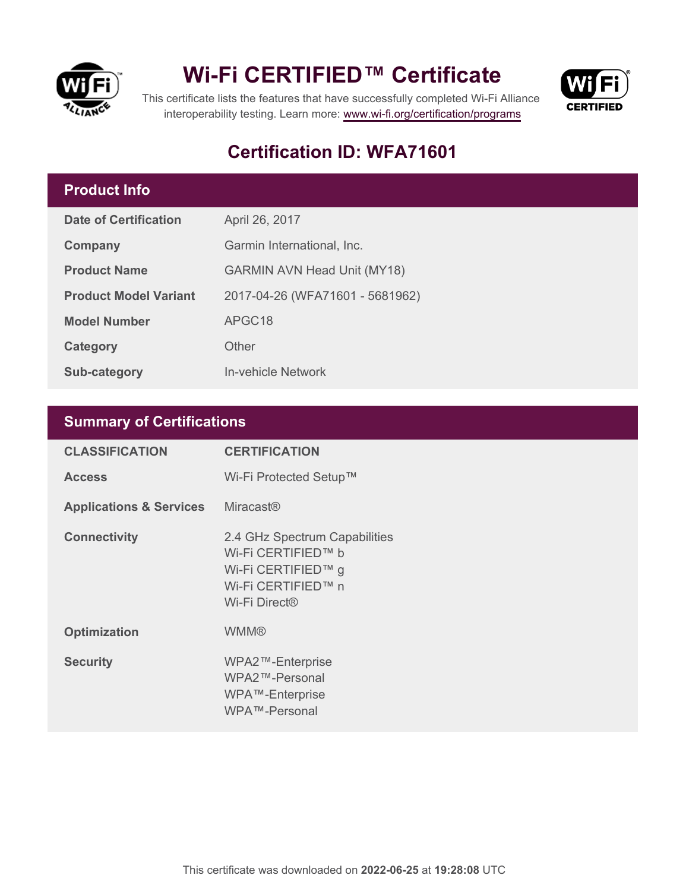# Wi-Fi CERTIFIED™ Certificate

This certificate lists the features that have successfully completed Wi-Fi Alliance interoperability testing. Learn more: www.wi-fi.org/certification/programs

## Certification ID: WFA71601

## Product Info

| | |
|---|---|
| **Date of Certification** | April 26, 2017 |
| **Company** | Garmin International, Inc. |
| **Product Name** | GARMIN AVN Head Unit (MY18) |
| **Product Model Variant** | 2017-04-26 (WFA71601 - 5681962) |
| **Model Number** | APGC18 |
| **Category** | Other |
| **Sub-category** | In-vehicle Network |

## Summary of Certifications

| CLASSIFICATION | CERTIFICATION |
|---|---|
| **Access** | Wi-Fi Protected Setup™ |
| **Applications & Services** | Miracast® |
| **Connectivity** | 2.4 GHz Spectrum Capabilities<br>Wi-Fi CERTIFIED™ b<br>Wi-Fi CERTIFIED™ g<br>Wi-Fi CERTIFIED™ n<br>Wi-Fi Direct® |
| **Optimization** | WMM® |
| **Security** | WPA2™-Enterprise<br>WPA2™-Personal<br>WPA™-Enterprise<br>WPA™-Personal |

This certificate was downloaded on **2022-06-25** at **19:28:08** UTC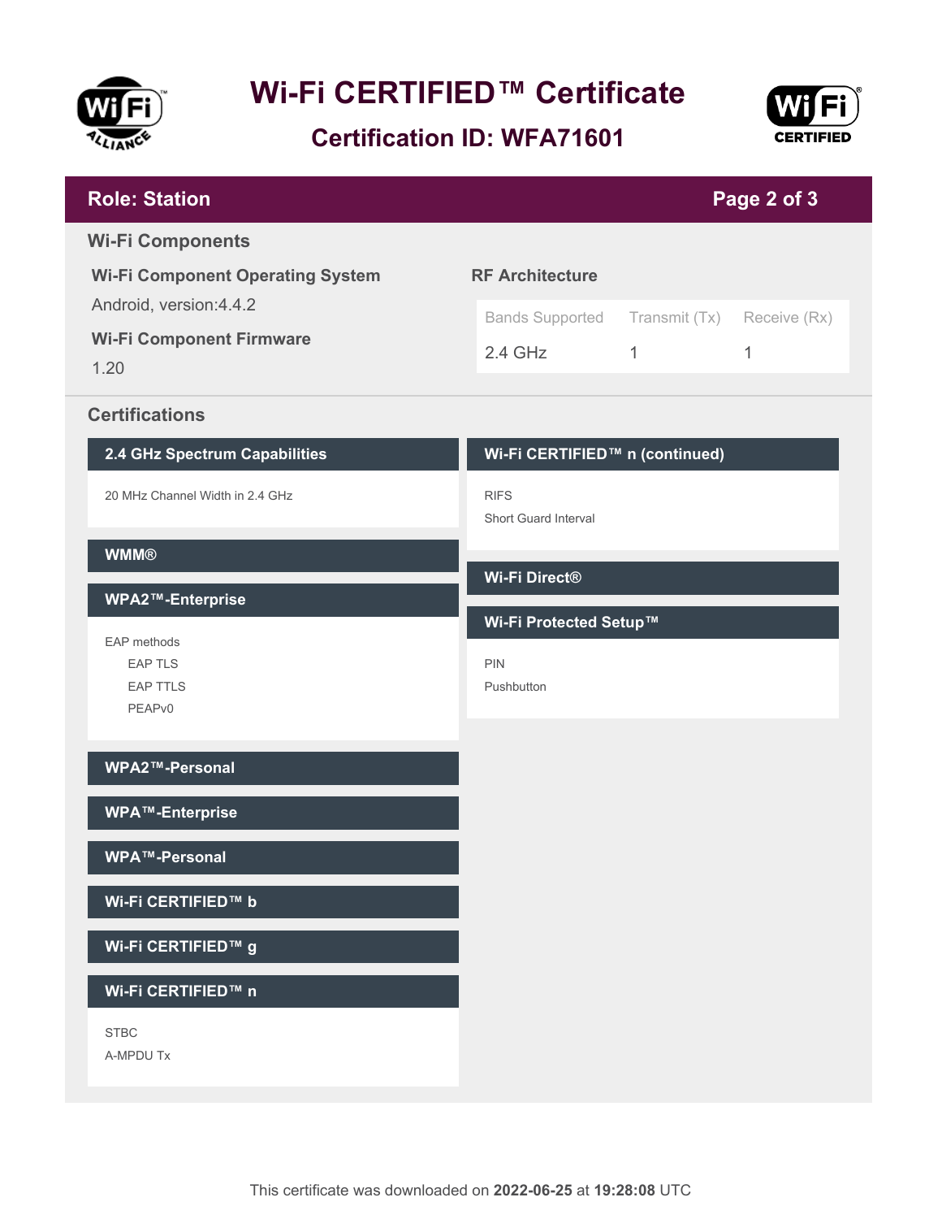# Wi-Fi CERTIFIED™ Certificate

## Certification ID: WFA71601

## Role: Station

### Wi-Fi Components

**Wi-Fi Component Operating System**

Android, version:4.4.2

**Wi-Fi Component Firmware**

1.20

**RF Architecture**

| Bands Supported | Transmit (Tx) | Receive (Rx) |
| --- | --- | --- |
| 2.4 GHz | 1 | 1 |

### Certifications

**2.4 GHz Spectrum Capabilities**

20 MHz Channel Width in 2.4 GHz

**WMM®**

**WPA2™-Enterprise**

EAP methods
- EAP TLS
- EAP TTLS
- PEAPv0

**WPA2™-Personal**

**WPA™-Enterprise**

**WPA™-Personal**

**Wi-Fi CERTIFIED™ b**

**Wi-Fi CERTIFIED™ g**

**Wi-Fi CERTIFIED™ n**

STBC
A-MPDU Tx

**Wi-Fi CERTIFIED™ n (continued)**

RIFS
Short Guard Interval

**Wi-Fi Direct®**

**Wi-Fi Protected Setup™**

PIN
Pushbutton

This certificate was downloaded on **2022-06-25** at **19:28:08** UTC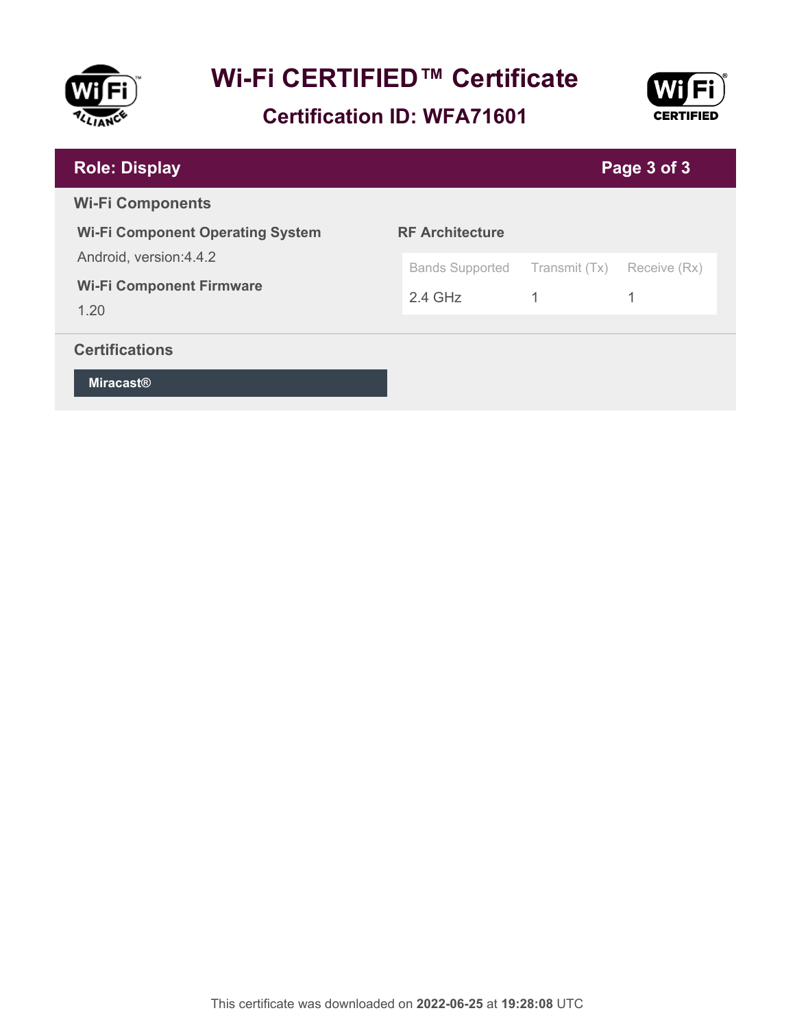# Wi-Fi CERTIFIED™ Certificate

## Certification ID: WFA71601

## Role: Display

### Wi-Fi Components

**Wi-Fi Component Operating System**

Android, version:4.4.2

**Wi-Fi Component Firmware**

1.20

**RF Architecture**

| Bands Supported | Transmit (Tx) | Receive (Rx) |
|---|---|---|
| 2.4 GHz | 1 | 1 |

### Certifications

**Miracast®**

This certificate was downloaded on **2022-06-25** at **19:28:08** UTC